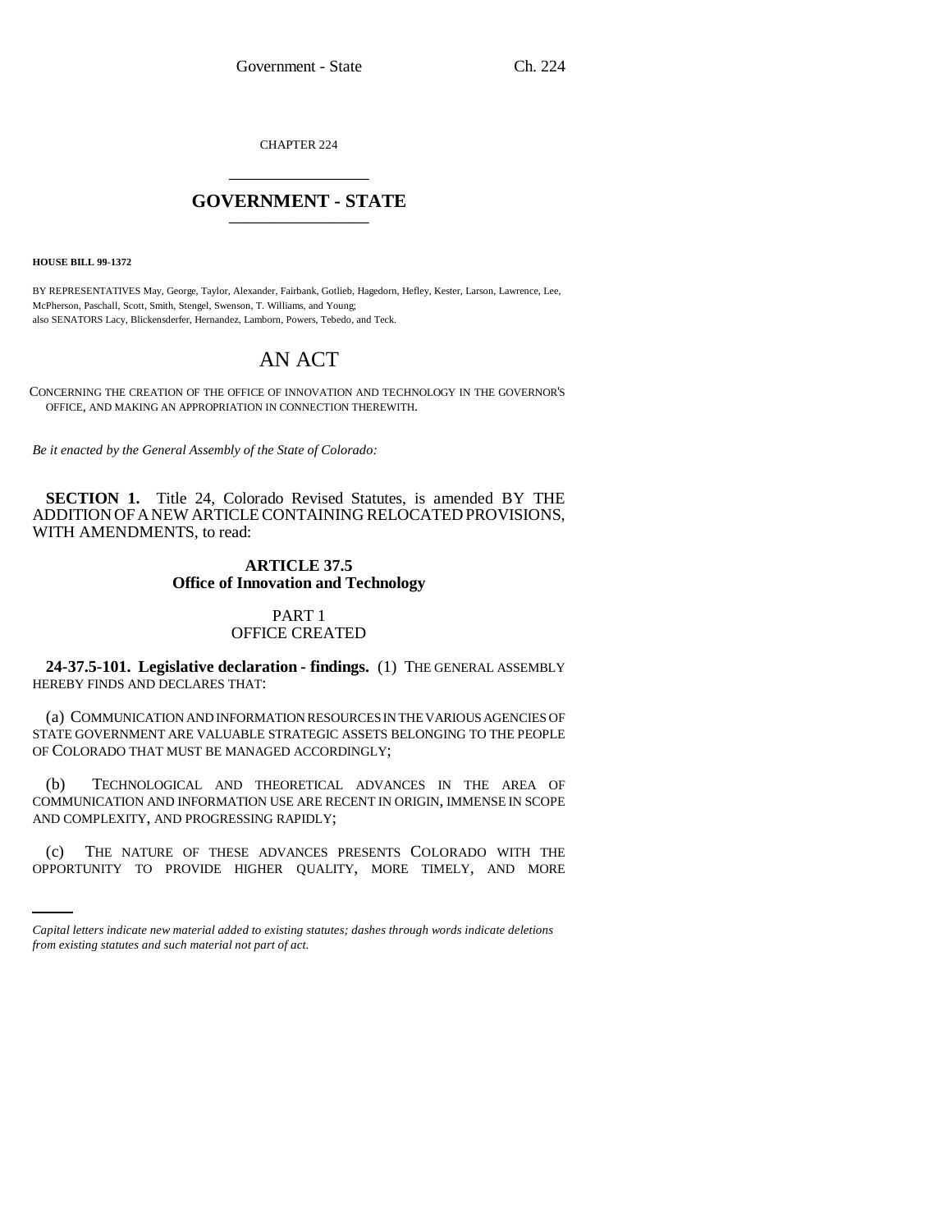CHAPTER 224

# GOVERNMENT - STATE

**HOUSE BILL 99-1372**

BY REPRESENTATIVES May, George, Taylor, Alexander, Fairbank, Gotlieb, Hagedorn, Hefley, Kester, Larson, Lawrence, Lee, McPherson, Paschall, Scott, Smith, Stengel, Swenson, T. Williams, and Young;
also SENATORS Lacy, Blickensderfer, Hernandez, Lamborn, Powers, Tebedo, and Teck.

# AN ACT

CONCERNING THE CREATION OF THE OFFICE OF INNOVATION AND TECHNOLOGY IN THE GOVERNOR'S OFFICE, AND MAKING AN APPROPRIATION IN CONNECTION THEREWITH.

*Be it enacted by the General Assembly of the State of Colorado:*

**SECTION 1.** Title 24, Colorado Revised Statutes, is amended BY THE ADDITION OF A NEW ARTICLE CONTAINING RELOCATED PROVISIONS, WITH AMENDMENTS, to read:

## ARTICLE 37.5
## Office of Innovation and Technology

### PART 1
### OFFICE CREATED

**24-37.5-101. Legislative declaration - findings.** (1) THE GENERAL ASSEMBLY HEREBY FINDS AND DECLARES THAT:

(a) COMMUNICATION AND INFORMATION RESOURCES IN THE VARIOUS AGENCIES OF STATE GOVERNMENT ARE VALUABLE STRATEGIC ASSETS BELONGING TO THE PEOPLE OF COLORADO THAT MUST BE MANAGED ACCORDINGLY;

(b) TECHNOLOGICAL AND THEORETICAL ADVANCES IN THE AREA OF COMMUNICATION AND INFORMATION USE ARE RECENT IN ORIGIN, IMMENSE IN SCOPE AND COMPLEXITY, AND PROGRESSING RAPIDLY;

(c) THE NATURE OF THESE ADVANCES PRESENTS COLORADO WITH THE OPPORTUNITY TO PROVIDE HIGHER QUALITY, MORE TIMELY, AND MORE

*Capital letters indicate new material added to existing statutes; dashes through words indicate deletions from existing statutes and such material not part of act.*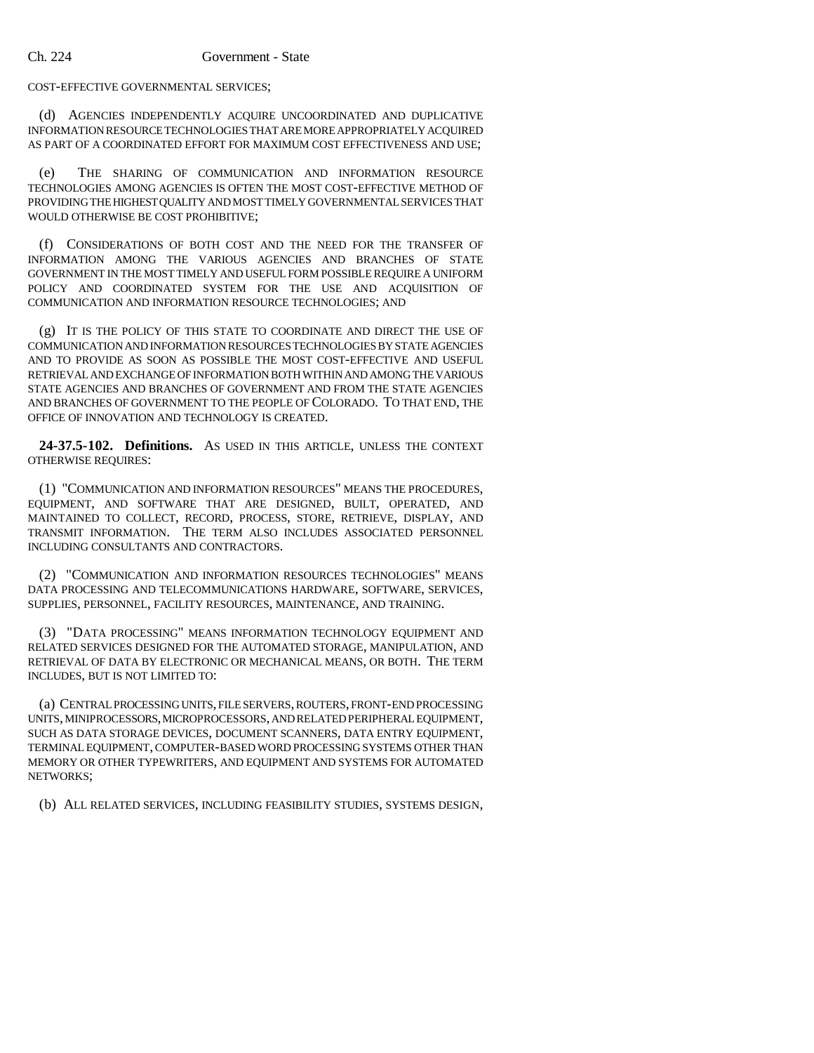COST-EFFECTIVE GOVERNMENTAL SERVICES;

(d) AGENCIES INDEPENDENTLY ACQUIRE UNCOORDINATED AND DUPLICATIVE INFORMATION RESOURCE TECHNOLOGIES THAT ARE MORE APPROPRIATELY ACQUIRED AS PART OF A COORDINATED EFFORT FOR MAXIMUM COST EFFECTIVENESS AND USE;

(e) THE SHARING OF COMMUNICATION AND INFORMATION RESOURCE TECHNOLOGIES AMONG AGENCIES IS OFTEN THE MOST COST-EFFECTIVE METHOD OF PROVIDING THE HIGHEST QUALITY AND MOST TIMELY GOVERNMENTAL SERVICES THAT WOULD OTHERWISE BE COST PROHIBITIVE;

(f) CONSIDERATIONS OF BOTH COST AND THE NEED FOR THE TRANSFER OF INFORMATION AMONG THE VARIOUS AGENCIES AND BRANCHES OF STATE GOVERNMENT IN THE MOST TIMELY AND USEFUL FORM POSSIBLE REQUIRE A UNIFORM POLICY AND COORDINATED SYSTEM FOR THE USE AND ACQUISITION OF COMMUNICATION AND INFORMATION RESOURCE TECHNOLOGIES; AND

(g) IT IS THE POLICY OF THIS STATE TO COORDINATE AND DIRECT THE USE OF COMMUNICATION AND INFORMATION RESOURCES TECHNOLOGIES BY STATE AGENCIES AND TO PROVIDE AS SOON AS POSSIBLE THE MOST COST-EFFECTIVE AND USEFUL RETRIEVAL AND EXCHANGE OF INFORMATION BOTH WITHIN AND AMONG THE VARIOUS STATE AGENCIES AND BRANCHES OF GOVERNMENT AND FROM THE STATE AGENCIES AND BRANCHES OF GOVERNMENT TO THE PEOPLE OF COLORADO. TO THAT END, THE OFFICE OF INNOVATION AND TECHNOLOGY IS CREATED.

**24-37.5-102. Definitions.** AS USED IN THIS ARTICLE, UNLESS THE CONTEXT OTHERWISE REQUIRES:

(1) "COMMUNICATION AND INFORMATION RESOURCES" MEANS THE PROCEDURES, EQUIPMENT, AND SOFTWARE THAT ARE DESIGNED, BUILT, OPERATED, AND MAINTAINED TO COLLECT, RECORD, PROCESS, STORE, RETRIEVE, DISPLAY, AND TRANSMIT INFORMATION. THE TERM ALSO INCLUDES ASSOCIATED PERSONNEL INCLUDING CONSULTANTS AND CONTRACTORS.

(2) "COMMUNICATION AND INFORMATION RESOURCES TECHNOLOGIES" MEANS DATA PROCESSING AND TELECOMMUNICATIONS HARDWARE, SOFTWARE, SERVICES, SUPPLIES, PERSONNEL, FACILITY RESOURCES, MAINTENANCE, AND TRAINING.

(3) "DATA PROCESSING" MEANS INFORMATION TECHNOLOGY EQUIPMENT AND RELATED SERVICES DESIGNED FOR THE AUTOMATED STORAGE, MANIPULATION, AND RETRIEVAL OF DATA BY ELECTRONIC OR MECHANICAL MEANS, OR BOTH. THE TERM INCLUDES, BUT IS NOT LIMITED TO:

(a) CENTRAL PROCESSING UNITS, FILE SERVERS, ROUTERS, FRONT-END PROCESSING UNITS, MINIPROCESSORS, MICROPROCESSORS, AND RELATED PERIPHERAL EQUIPMENT, SUCH AS DATA STORAGE DEVICES, DOCUMENT SCANNERS, DATA ENTRY EQUIPMENT, TERMINAL EQUIPMENT, COMPUTER-BASED WORD PROCESSING SYSTEMS OTHER THAN MEMORY OR OTHER TYPEWRITERS, AND EQUIPMENT AND SYSTEMS FOR AUTOMATED NETWORKS;

(b) ALL RELATED SERVICES, INCLUDING FEASIBILITY STUDIES, SYSTEMS DESIGN,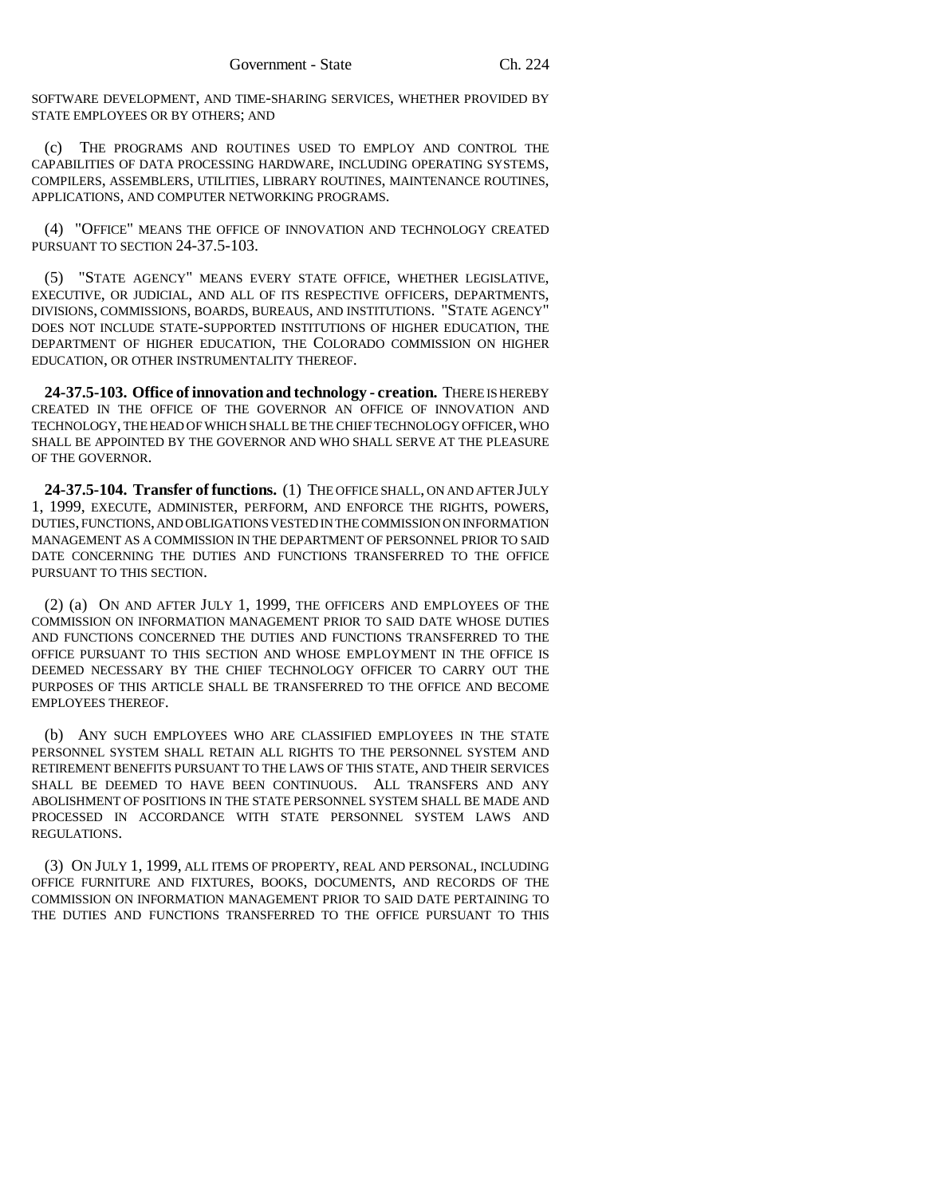SOFTWARE DEVELOPMENT, AND TIME-SHARING SERVICES, WHETHER PROVIDED BY STATE EMPLOYEES OR BY OTHERS; AND

(c) THE PROGRAMS AND ROUTINES USED TO EMPLOY AND CONTROL THE CAPABILITIES OF DATA PROCESSING HARDWARE, INCLUDING OPERATING SYSTEMS, COMPILERS, ASSEMBLERS, UTILITIES, LIBRARY ROUTINES, MAINTENANCE ROUTINES, APPLICATIONS, AND COMPUTER NETWORKING PROGRAMS.

(4) "OFFICE" MEANS THE OFFICE OF INNOVATION AND TECHNOLOGY CREATED PURSUANT TO SECTION 24-37.5-103.

(5) "STATE AGENCY" MEANS EVERY STATE OFFICE, WHETHER LEGISLATIVE, EXECUTIVE, OR JUDICIAL, AND ALL OF ITS RESPECTIVE OFFICERS, DEPARTMENTS, DIVISIONS, COMMISSIONS, BOARDS, BUREAUS, AND INSTITUTIONS. "STATE AGENCY" DOES NOT INCLUDE STATE-SUPPORTED INSTITUTIONS OF HIGHER EDUCATION, THE DEPARTMENT OF HIGHER EDUCATION, THE COLORADO COMMISSION ON HIGHER EDUCATION, OR OTHER INSTRUMENTALITY THEREOF.

**24-37.5-103. Office of innovation and technology - creation.** THERE IS HEREBY CREATED IN THE OFFICE OF THE GOVERNOR AN OFFICE OF INNOVATION AND TECHNOLOGY, THE HEAD OF WHICH SHALL BE THE CHIEF TECHNOLOGY OFFICER, WHO SHALL BE APPOINTED BY THE GOVERNOR AND WHO SHALL SERVE AT THE PLEASURE OF THE GOVERNOR.

**24-37.5-104. Transfer of functions.** (1) THE OFFICE SHALL, ON AND AFTER JULY 1, 1999, EXECUTE, ADMINISTER, PERFORM, AND ENFORCE THE RIGHTS, POWERS, DUTIES, FUNCTIONS, AND OBLIGATIONS VESTED IN THE COMMISSION ON INFORMATION MANAGEMENT AS A COMMISSION IN THE DEPARTMENT OF PERSONNEL PRIOR TO SAID DATE CONCERNING THE DUTIES AND FUNCTIONS TRANSFERRED TO THE OFFICE PURSUANT TO THIS SECTION.

(2) (a) ON AND AFTER JULY 1, 1999, THE OFFICERS AND EMPLOYEES OF THE COMMISSION ON INFORMATION MANAGEMENT PRIOR TO SAID DATE WHOSE DUTIES AND FUNCTIONS CONCERNED THE DUTIES AND FUNCTIONS TRANSFERRED TO THE OFFICE PURSUANT TO THIS SECTION AND WHOSE EMPLOYMENT IN THE OFFICE IS DEEMED NECESSARY BY THE CHIEF TECHNOLOGY OFFICER TO CARRY OUT THE PURPOSES OF THIS ARTICLE SHALL BE TRANSFERRED TO THE OFFICE AND BECOME EMPLOYEES THEREOF.

(b) ANY SUCH EMPLOYEES WHO ARE CLASSIFIED EMPLOYEES IN THE STATE PERSONNEL SYSTEM SHALL RETAIN ALL RIGHTS TO THE PERSONNEL SYSTEM AND RETIREMENT BENEFITS PURSUANT TO THE LAWS OF THIS STATE, AND THEIR SERVICES SHALL BE DEEMED TO HAVE BEEN CONTINUOUS. ALL TRANSFERS AND ANY ABOLISHMENT OF POSITIONS IN THE STATE PERSONNEL SYSTEM SHALL BE MADE AND PROCESSED IN ACCORDANCE WITH STATE PERSONNEL SYSTEM LAWS AND REGULATIONS.

(3) ON JULY 1, 1999, ALL ITEMS OF PROPERTY, REAL AND PERSONAL, INCLUDING OFFICE FURNITURE AND FIXTURES, BOOKS, DOCUMENTS, AND RECORDS OF THE COMMISSION ON INFORMATION MANAGEMENT PRIOR TO SAID DATE PERTAINING TO THE DUTIES AND FUNCTIONS TRANSFERRED TO THE OFFICE PURSUANT TO THIS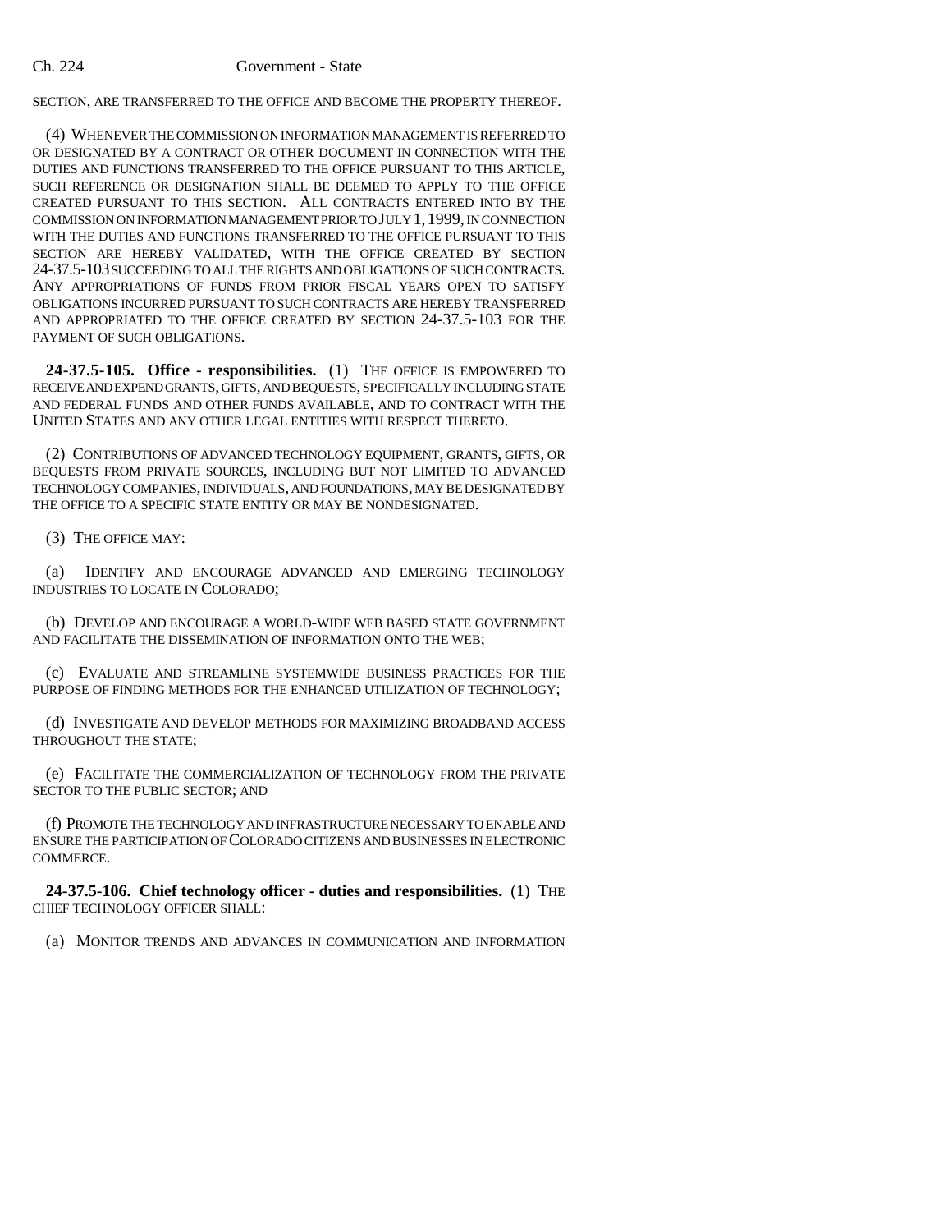SECTION, ARE TRANSFERRED TO THE OFFICE AND BECOME THE PROPERTY THEREOF.

(4) WHENEVER THE COMMISSION ON INFORMATION MANAGEMENT IS REFERRED TO OR DESIGNATED BY A CONTRACT OR OTHER DOCUMENT IN CONNECTION WITH THE DUTIES AND FUNCTIONS TRANSFERRED TO THE OFFICE PURSUANT TO THIS ARTICLE, SUCH REFERENCE OR DESIGNATION SHALL BE DEEMED TO APPLY TO THE OFFICE CREATED PURSUANT TO THIS SECTION. ALL CONTRACTS ENTERED INTO BY THE COMMISSION ON INFORMATION MANAGEMENT PRIOR TO JULY 1, 1999, IN CONNECTION WITH THE DUTIES AND FUNCTIONS TRANSFERRED TO THE OFFICE PURSUANT TO THIS SECTION ARE HEREBY VALIDATED, WITH THE OFFICE CREATED BY SECTION 24-37.5-103 SUCCEEDING TO ALL THE RIGHTS AND OBLIGATIONS OF SUCH CONTRACTS. ANY APPROPRIATIONS OF FUNDS FROM PRIOR FISCAL YEARS OPEN TO SATISFY OBLIGATIONS INCURRED PURSUANT TO SUCH CONTRACTS ARE HEREBY TRANSFERRED AND APPROPRIATED TO THE OFFICE CREATED BY SECTION 24-37.5-103 FOR THE PAYMENT OF SUCH OBLIGATIONS.

**24-37.5-105. Office - responsibilities.** (1) THE OFFICE IS EMPOWERED TO RECEIVE AND EXPEND GRANTS, GIFTS, AND BEQUESTS, SPECIFICALLY INCLUDING STATE AND FEDERAL FUNDS AND OTHER FUNDS AVAILABLE, AND TO CONTRACT WITH THE UNITED STATES AND ANY OTHER LEGAL ENTITIES WITH RESPECT THERETO.

(2) CONTRIBUTIONS OF ADVANCED TECHNOLOGY EQUIPMENT, GRANTS, GIFTS, OR BEQUESTS FROM PRIVATE SOURCES, INCLUDING BUT NOT LIMITED TO ADVANCED TECHNOLOGY COMPANIES, INDIVIDUALS, AND FOUNDATIONS, MAY BE DESIGNATED BY THE OFFICE TO A SPECIFIC STATE ENTITY OR MAY BE NONDESIGNATED.

(3) THE OFFICE MAY:

(a) IDENTIFY AND ENCOURAGE ADVANCED AND EMERGING TECHNOLOGY INDUSTRIES TO LOCATE IN COLORADO;

(b) DEVELOP AND ENCOURAGE A WORLD-WIDE WEB BASED STATE GOVERNMENT AND FACILITATE THE DISSEMINATION OF INFORMATION ONTO THE WEB;

(c) EVALUATE AND STREAMLINE SYSTEMWIDE BUSINESS PRACTICES FOR THE PURPOSE OF FINDING METHODS FOR THE ENHANCED UTILIZATION OF TECHNOLOGY;

(d) INVESTIGATE AND DEVELOP METHODS FOR MAXIMIZING BROADBAND ACCESS THROUGHOUT THE STATE;

(e) FACILITATE THE COMMERCIALIZATION OF TECHNOLOGY FROM THE PRIVATE SECTOR TO THE PUBLIC SECTOR; AND

(f) PROMOTE THE TECHNOLOGY AND INFRASTRUCTURE NECESSARY TO ENABLE AND ENSURE THE PARTICIPATION OF COLORADO CITIZENS AND BUSINESSES IN ELECTRONIC COMMERCE.

**24-37.5-106. Chief technology officer - duties and responsibilities.** (1) THE CHIEF TECHNOLOGY OFFICER SHALL:

(a) MONITOR TRENDS AND ADVANCES IN COMMUNICATION AND INFORMATION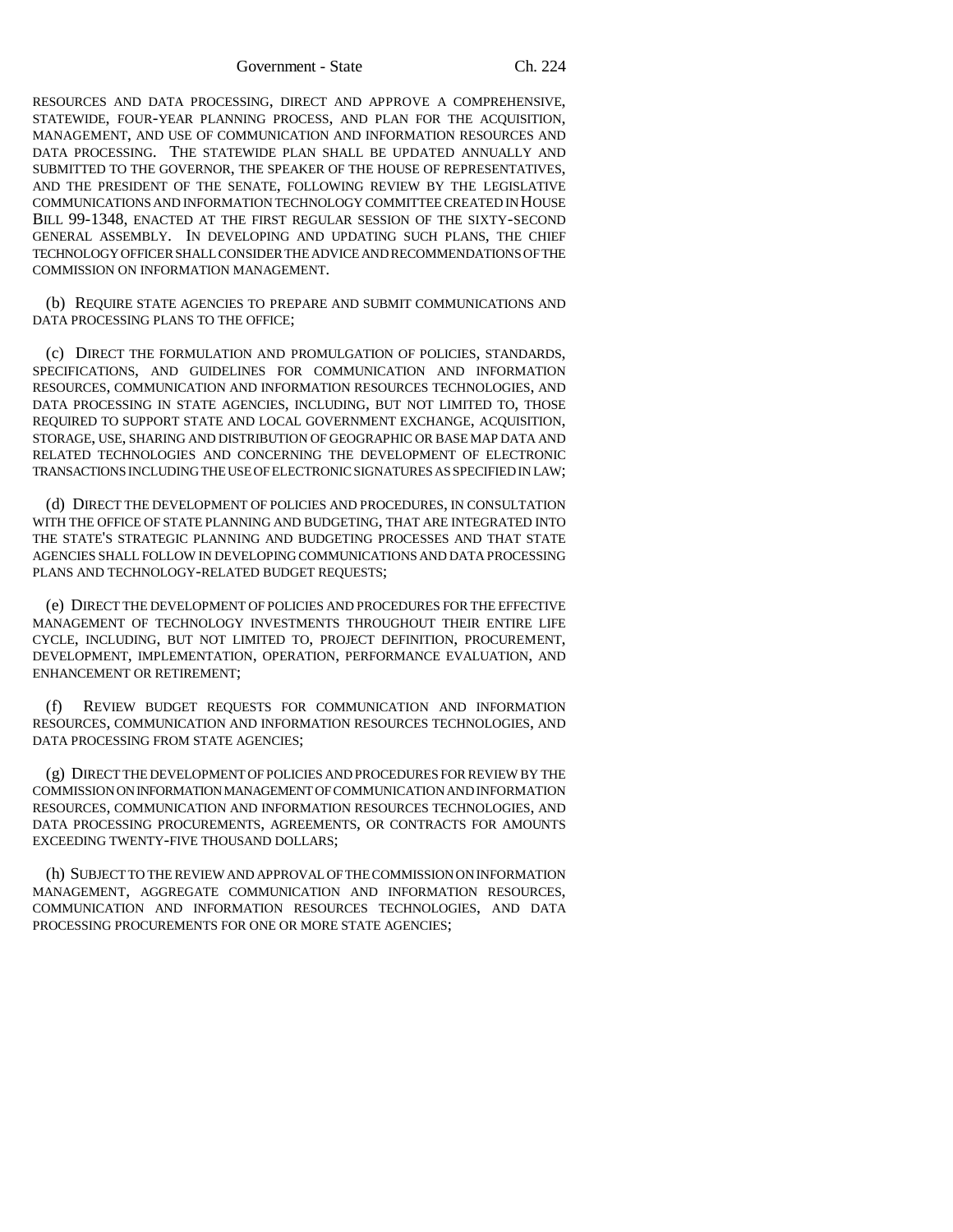RESOURCES AND DATA PROCESSING, DIRECT AND APPROVE A COMPREHENSIVE, STATEWIDE, FOUR-YEAR PLANNING PROCESS, AND PLAN FOR THE ACQUISITION, MANAGEMENT, AND USE OF COMMUNICATION AND INFORMATION RESOURCES AND DATA PROCESSING. THE STATEWIDE PLAN SHALL BE UPDATED ANNUALLY AND SUBMITTED TO THE GOVERNOR, THE SPEAKER OF THE HOUSE OF REPRESENTATIVES, AND THE PRESIDENT OF THE SENATE, FOLLOWING REVIEW BY THE LEGISLATIVE COMMUNICATIONS AND INFORMATION TECHNOLOGY COMMITTEE CREATED IN HOUSE BILL 99-1348, ENACTED AT THE FIRST REGULAR SESSION OF THE SIXTY-SECOND GENERAL ASSEMBLY. IN DEVELOPING AND UPDATING SUCH PLANS, THE CHIEF TECHNOLOGY OFFICER SHALL CONSIDER THE ADVICE AND RECOMMENDATIONS OF THE COMMISSION ON INFORMATION MANAGEMENT.

(b) REQUIRE STATE AGENCIES TO PREPARE AND SUBMIT COMMUNICATIONS AND DATA PROCESSING PLANS TO THE OFFICE;

(c) DIRECT THE FORMULATION AND PROMULGATION OF POLICIES, STANDARDS, SPECIFICATIONS, AND GUIDELINES FOR COMMUNICATION AND INFORMATION RESOURCES, COMMUNICATION AND INFORMATION RESOURCES TECHNOLOGIES, AND DATA PROCESSING IN STATE AGENCIES, INCLUDING, BUT NOT LIMITED TO, THOSE REQUIRED TO SUPPORT STATE AND LOCAL GOVERNMENT EXCHANGE, ACQUISITION, STORAGE, USE, SHARING AND DISTRIBUTION OF GEOGRAPHIC OR BASE MAP DATA AND RELATED TECHNOLOGIES AND CONCERNING THE DEVELOPMENT OF ELECTRONIC TRANSACTIONS INCLUDING THE USE OF ELECTRONIC SIGNATURES AS SPECIFIED IN LAW;

(d) DIRECT THE DEVELOPMENT OF POLICIES AND PROCEDURES, IN CONSULTATION WITH THE OFFICE OF STATE PLANNING AND BUDGETING, THAT ARE INTEGRATED INTO THE STATE'S STRATEGIC PLANNING AND BUDGETING PROCESSES AND THAT STATE AGENCIES SHALL FOLLOW IN DEVELOPING COMMUNICATIONS AND DATA PROCESSING PLANS AND TECHNOLOGY-RELATED BUDGET REQUESTS;

(e) DIRECT THE DEVELOPMENT OF POLICIES AND PROCEDURES FOR THE EFFECTIVE MANAGEMENT OF TECHNOLOGY INVESTMENTS THROUGHOUT THEIR ENTIRE LIFE CYCLE, INCLUDING, BUT NOT LIMITED TO, PROJECT DEFINITION, PROCUREMENT, DEVELOPMENT, IMPLEMENTATION, OPERATION, PERFORMANCE EVALUATION, AND ENHANCEMENT OR RETIREMENT;

(f) REVIEW BUDGET REQUESTS FOR COMMUNICATION AND INFORMATION RESOURCES, COMMUNICATION AND INFORMATION RESOURCES TECHNOLOGIES, AND DATA PROCESSING FROM STATE AGENCIES;

(g) DIRECT THE DEVELOPMENT OF POLICIES AND PROCEDURES FOR REVIEW BY THE COMMISSION ON INFORMATION MANAGEMENT OF COMMUNICATION AND INFORMATION RESOURCES, COMMUNICATION AND INFORMATION RESOURCES TECHNOLOGIES, AND DATA PROCESSING PROCUREMENTS, AGREEMENTS, OR CONTRACTS FOR AMOUNTS EXCEEDING TWENTY-FIVE THOUSAND DOLLARS;

(h) SUBJECT TO THE REVIEW AND APPROVAL OF THE COMMISSION ON INFORMATION MANAGEMENT, AGGREGATE COMMUNICATION AND INFORMATION RESOURCES, COMMUNICATION AND INFORMATION RESOURCES TECHNOLOGIES, AND DATA PROCESSING PROCUREMENTS FOR ONE OR MORE STATE AGENCIES;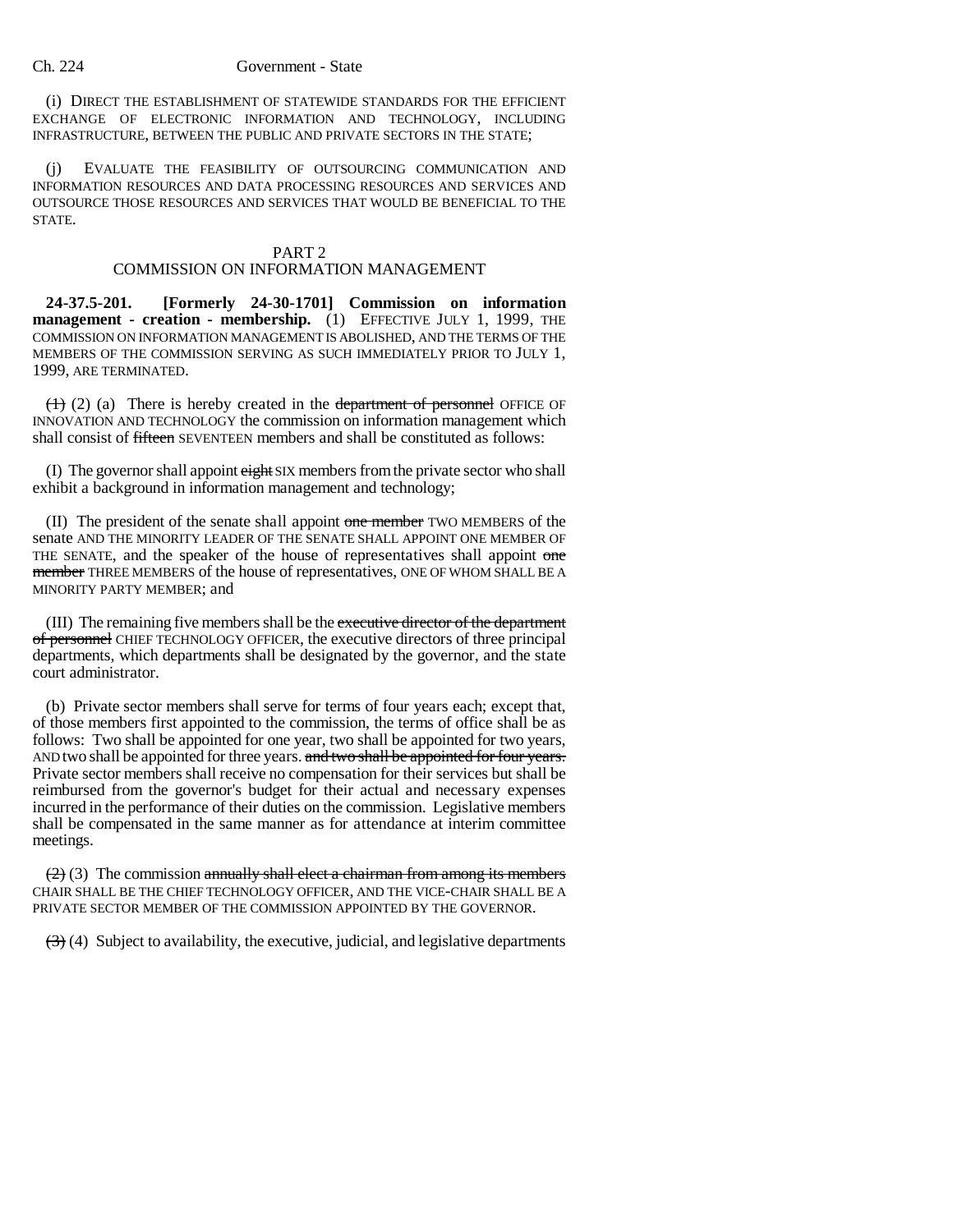(i) DIRECT THE ESTABLISHMENT OF STATEWIDE STANDARDS FOR THE EFFICIENT EXCHANGE OF ELECTRONIC INFORMATION AND TECHNOLOGY, INCLUDING INFRASTRUCTURE, BETWEEN THE PUBLIC AND PRIVATE SECTORS IN THE STATE;

(j) EVALUATE THE FEASIBILITY OF OUTSOURCING COMMUNICATION AND INFORMATION RESOURCES AND DATA PROCESSING RESOURCES AND SERVICES AND OUTSOURCE THOSE RESOURCES AND SERVICES THAT WOULD BE BENEFICIAL TO THE STATE.

## PART 2
## COMMISSION ON INFORMATION MANAGEMENT

**24-37.5-201. [Formerly 24-30-1701] Commission on information management - creation - membership.** (1) EFFECTIVE JULY 1, 1999, THE COMMISSION ON INFORMATION MANAGEMENT IS ABOLISHED, AND THE TERMS OF THE MEMBERS OF THE COMMISSION SERVING AS SUCH IMMEDIATELY PRIOR TO JULY 1, 1999, ARE TERMINATED.

~~(1)~~ (2) (a) There is hereby created in the ~~department of personnel~~ OFFICE OF INNOVATION AND TECHNOLOGY the commission on information management which shall consist of ~~fifteen~~ SEVENTEEN members and shall be constituted as follows:

(I) The governor shall appoint ~~eight~~ SIX members from the private sector who shall exhibit a background in information management and technology;

(II) The president of the senate shall appoint ~~one member~~ TWO MEMBERS of the senate AND THE MINORITY LEADER OF THE SENATE SHALL APPOINT ONE MEMBER OF THE SENATE, and the speaker of the house of representatives shall appoint ~~one member~~ THREE MEMBERS of the house of representatives, ONE OF WHOM SHALL BE A MINORITY PARTY MEMBER; and

(III) The remaining five members shall be the ~~executive director of the department of personnel~~ CHIEF TECHNOLOGY OFFICER, the executive directors of three principal departments, which departments shall be designated by the governor, and the state court administrator.

(b) Private sector members shall serve for terms of four years each; except that, of those members first appointed to the commission, the terms of office shall be as follows: Two shall be appointed for one year, two shall be appointed for two years, AND two shall be appointed for three years. ~~and two shall be appointed for four years.~~ Private sector members shall receive no compensation for their services but shall be reimbursed from the governor's budget for their actual and necessary expenses incurred in the performance of their duties on the commission. Legislative members shall be compensated in the same manner as for attendance at interim committee meetings.

~~(2)~~ (3) The commission ~~annually shall elect a chairman from among its members~~ CHAIR SHALL BE THE CHIEF TECHNOLOGY OFFICER, AND THE VICE-CHAIR SHALL BE A PRIVATE SECTOR MEMBER OF THE COMMISSION APPOINTED BY THE GOVERNOR.

~~(3)~~ (4) Subject to availability, the executive, judicial, and legislative departments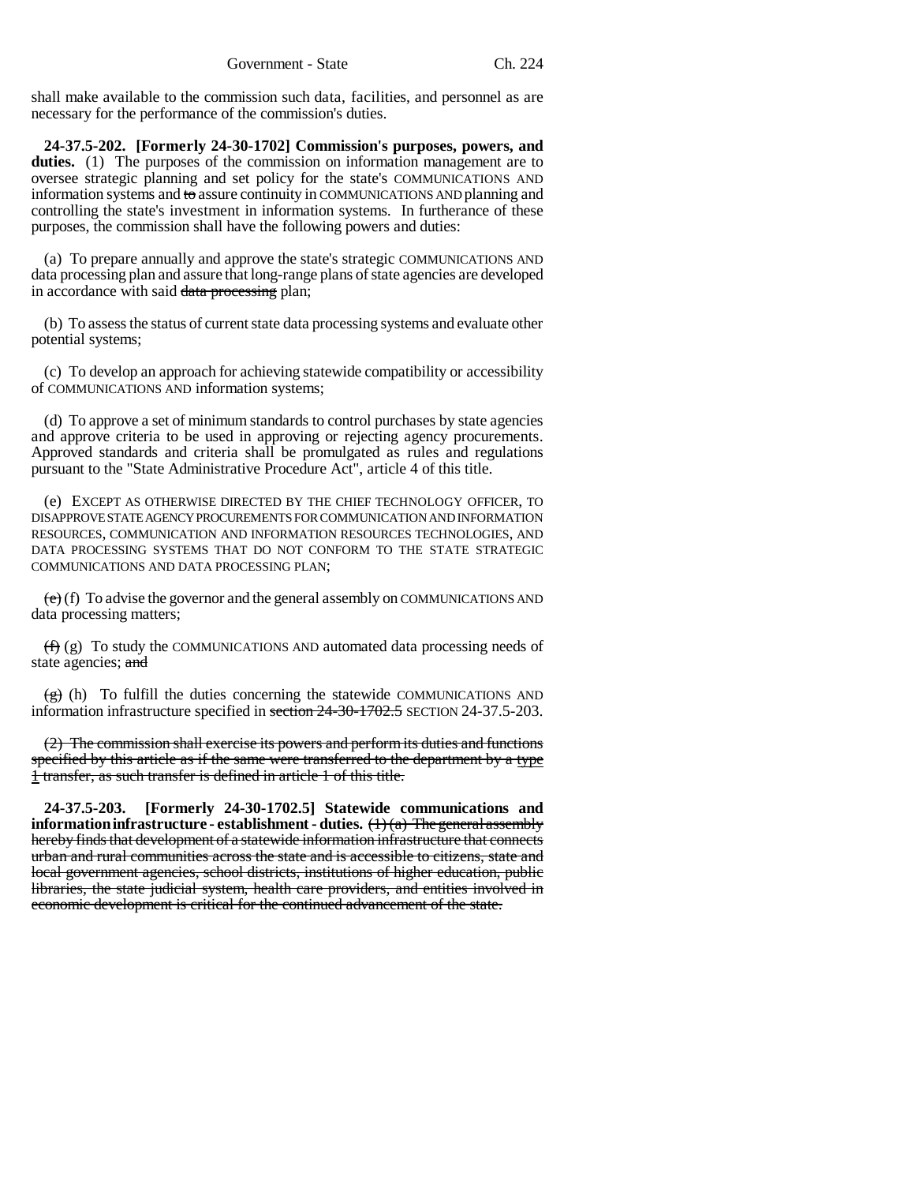shall make available to the commission such data, facilities, and personnel as are necessary for the performance of the commission's duties.

**24-37.5-202. [Formerly 24-30-1702] Commission's purposes, powers, and duties.** (1) The purposes of the commission on information management are to oversee strategic planning and set policy for the state's COMMUNICATIONS AND information systems and ~~to~~ assure continuity in COMMUNICATIONS AND planning and controlling the state's investment in information systems. In furtherance of these purposes, the commission shall have the following powers and duties:

(a) To prepare annually and approve the state's strategic COMMUNICATIONS AND data processing plan and assure that long-range plans of state agencies are developed in accordance with said ~~data processing~~ plan;

(b) To assess the status of current state data processing systems and evaluate other potential systems;

(c) To develop an approach for achieving statewide compatibility or accessibility of COMMUNICATIONS AND information systems;

(d) To approve a set of minimum standards to control purchases by state agencies and approve criteria to be used in approving or rejecting agency procurements. Approved standards and criteria shall be promulgated as rules and regulations pursuant to the "State Administrative Procedure Act", article 4 of this title.

(e) EXCEPT AS OTHERWISE DIRECTED BY THE CHIEF TECHNOLOGY OFFICER, TO DISAPPROVE STATE AGENCY PROCUREMENTS FOR COMMUNICATION AND INFORMATION RESOURCES, COMMUNICATION AND INFORMATION RESOURCES TECHNOLOGIES, AND DATA PROCESSING SYSTEMS THAT DO NOT CONFORM TO THE STATE STRATEGIC COMMUNICATIONS AND DATA PROCESSING PLAN;

~~(e)~~ (f) To advise the governor and the general assembly on COMMUNICATIONS AND data processing matters;

~~(f)~~ (g) To study the COMMUNICATIONS AND automated data processing needs of state agencies; ~~and~~

~~(g)~~ (h) To fulfill the duties concerning the statewide COMMUNICATIONS AND information infrastructure specified in ~~section 24-30-1702.5~~ SECTION 24-37.5-203.

~~(2) The commission shall exercise its powers and perform its duties and functions specified by this article as if the same were transferred to the department by a type 1 transfer, as such transfer is defined in article 1 of this title.~~

**24-37.5-203. [Formerly 24-30-1702.5] Statewide communications and information infrastructure - establishment - duties.** ~~(1) (a) The general assembly hereby finds that development of a statewide information infrastructure that connects urban and rural communities across the state and is accessible to citizens, state and local government agencies, school districts, institutions of higher education, public libraries, the state judicial system, health care providers, and entities involved in economic development is critical for the continued advancement of the state.~~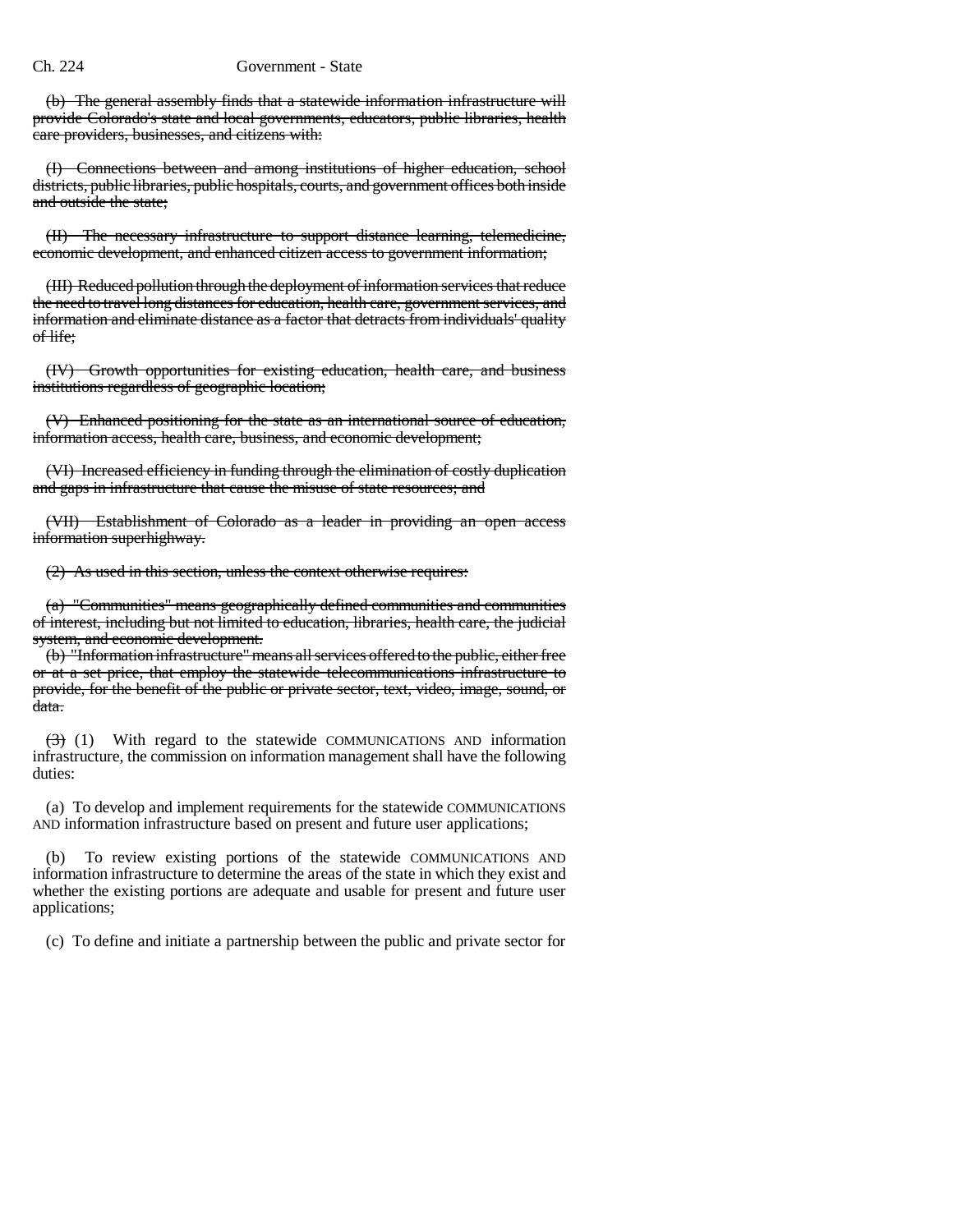(b) ~~The general assembly finds that a statewide information infrastructure will provide Colorado's state and local governments, educators, public libraries, health care providers, businesses, and citizens with:~~

~~(I) Connections between and among institutions of higher education, school districts, public libraries, public hospitals, courts, and government offices both inside and outside the state;~~

~~(II) The necessary infrastructure to support distance learning, telemedicine, economic development, and enhanced citizen access to government information;~~

~~(III) Reduced pollution through the deployment of information services that reduce the need to travel long distances for education, health care, government services, and information and eliminate distance as a factor that detracts from individuals' quality of life;~~

~~(IV) Growth opportunities for existing education, health care, and business institutions regardless of geographic location;~~

~~(V) Enhanced positioning for the state as an international source of education, information access, health care, business, and economic development;~~

~~(VI) Increased efficiency in funding through the elimination of costly duplication and gaps in infrastructure that cause the misuse of state resources; and~~

~~(VII) Establishment of Colorado as a leader in providing an open access information superhighway.~~

~~(2) As used in this section, unless the context otherwise requires:~~

~~(a) "Communities" means geographically defined communities and communities of interest, including but not limited to education, libraries, health care, the judicial system, and economic development.~~

~~(b) "Information infrastructure" means all services offered to the public, either free or at a set price, that employ the statewide telecommunications infrastructure to provide, for the benefit of the public or private sector, text, video, image, sound, or data.~~

~~(3)~~ (1) With regard to the statewide COMMUNICATIONS AND information infrastructure, the commission on information management shall have the following duties:

(a) To develop and implement requirements for the statewide COMMUNICATIONS AND information infrastructure based on present and future user applications;

(b) To review existing portions of the statewide COMMUNICATIONS AND information infrastructure to determine the areas of the state in which they exist and whether the existing portions are adequate and usable for present and future user applications;

(c) To define and initiate a partnership between the public and private sector for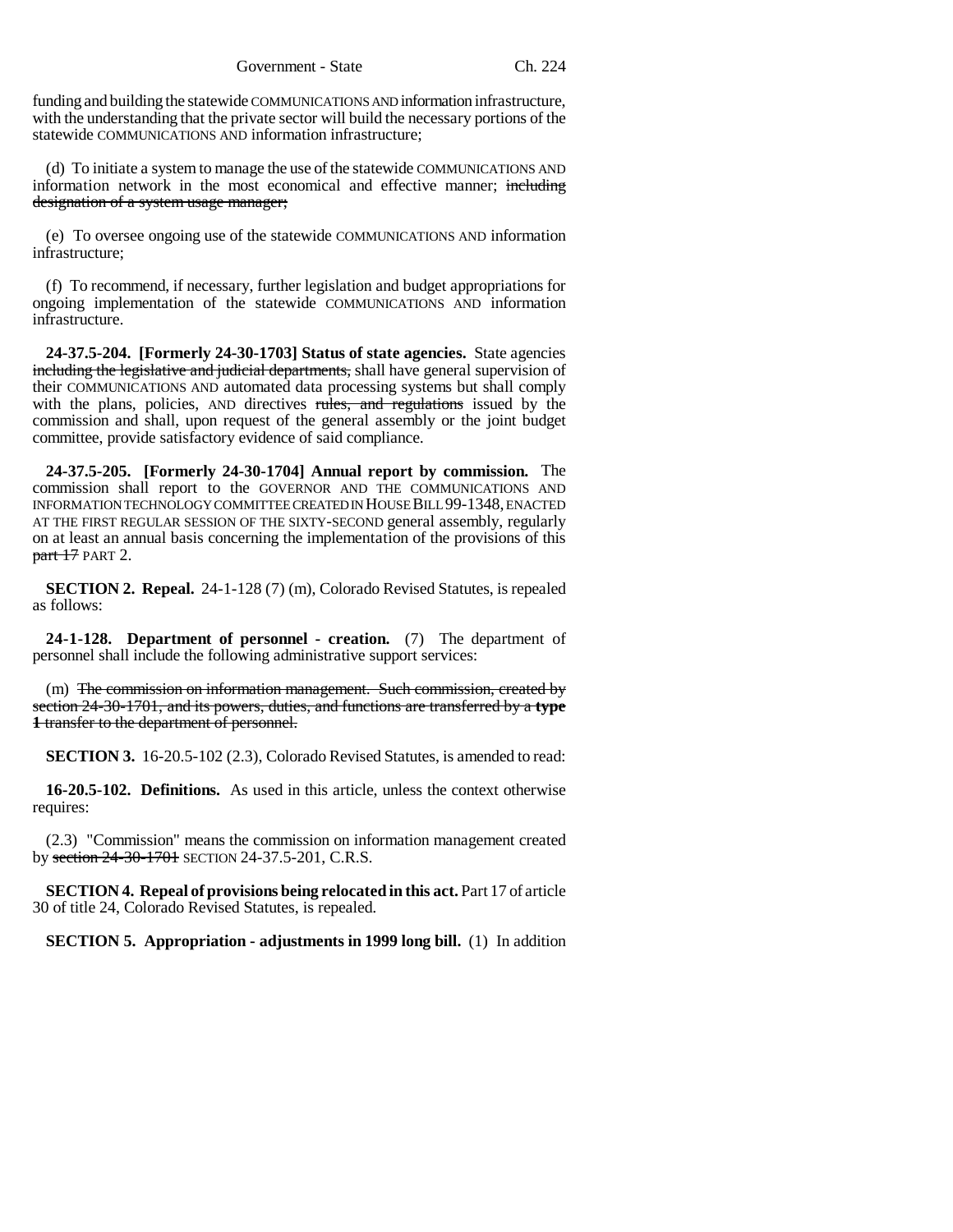funding and building the statewide COMMUNICATIONS AND information infrastructure, with the understanding that the private sector will build the necessary portions of the statewide COMMUNICATIONS AND information infrastructure;

(d) To initiate a system to manage the use of the statewide COMMUNICATIONS AND information network in the most economical and effective manner; ~~including designation of a system usage manager;~~

(e) To oversee ongoing use of the statewide COMMUNICATIONS AND information infrastructure;

(f) To recommend, if necessary, further legislation and budget appropriations for ongoing implementation of the statewide COMMUNICATIONS AND information infrastructure.

**24-37.5-204. [Formerly 24-30-1703] Status of state agencies.** State agencies ~~including the legislative and judicial departments,~~ shall have general supervision of their COMMUNICATIONS AND automated data processing systems but shall comply with the plans, policies, AND directives ~~rules, and regulations~~ issued by the commission and shall, upon request of the general assembly or the joint budget committee, provide satisfactory evidence of said compliance.

**24-37.5-205. [Formerly 24-30-1704] Annual report by commission.** The commission shall report to the GOVERNOR AND THE COMMUNICATIONS AND INFORMATION TECHNOLOGY COMMITTEE CREATED IN HOUSE BILL 99-1348, ENACTED AT THE FIRST REGULAR SESSION OF THE SIXTY-SECOND general assembly, regularly on at least an annual basis concerning the implementation of the provisions of this ~~part 17~~ PART 2.

**SECTION 2. Repeal.** 24-1-128 (7) (m), Colorado Revised Statutes, is repealed as follows:

**24-1-128. Department of personnel - creation.** (7) The department of personnel shall include the following administrative support services:

(m) ~~The commission on information management. Such commission, created by section 24-30-1701, and its powers, duties, and functions are transferred by a **type 1** transfer to the department of personnel.~~

**SECTION 3.** 16-20.5-102 (2.3), Colorado Revised Statutes, is amended to read:

**16-20.5-102. Definitions.** As used in this article, unless the context otherwise requires:

(2.3) "Commission" means the commission on information management created by ~~section 24-30-1701~~ SECTION 24-37.5-201, C.R.S.

**SECTION 4. Repeal of provisions being relocated in this act.** Part 17 of article 30 of title 24, Colorado Revised Statutes, is repealed.

**SECTION 5. Appropriation - adjustments in 1999 long bill.** (1) In addition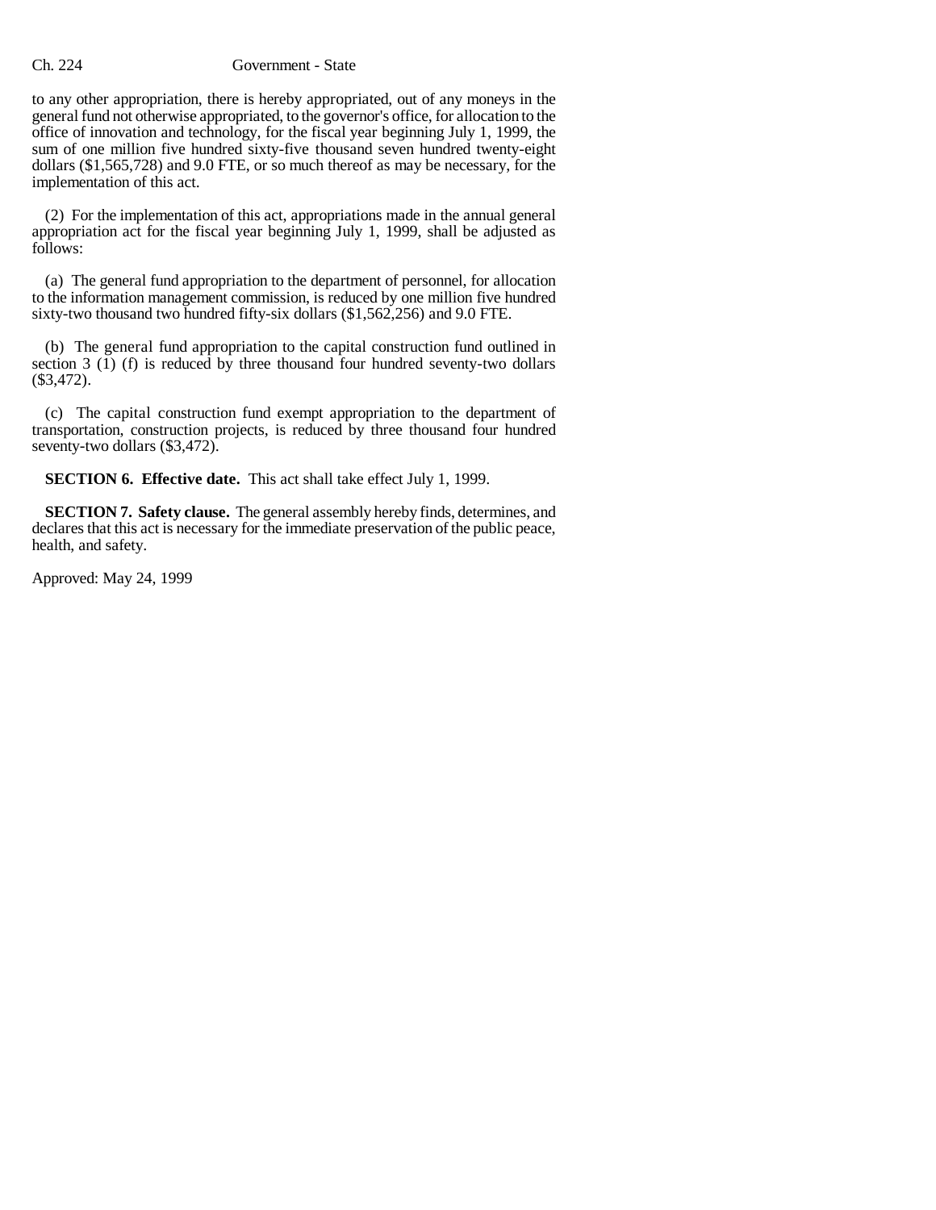to any other appropriation, there is hereby appropriated, out of any moneys in the general fund not otherwise appropriated, to the governor's office, for allocation to the office of innovation and technology, for the fiscal year beginning July 1, 1999, the sum of one million five hundred sixty-five thousand seven hundred twenty-eight dollars ($1,565,728) and 9.0 FTE, or so much thereof as may be necessary, for the implementation of this act.

(2) For the implementation of this act, appropriations made in the annual general appropriation act for the fiscal year beginning July 1, 1999, shall be adjusted as follows:

(a) The general fund appropriation to the department of personnel, for allocation to the information management commission, is reduced by one million five hundred sixty-two thousand two hundred fifty-six dollars ($1,562,256) and 9.0 FTE.

(b) The general fund appropriation to the capital construction fund outlined in section 3 (1) (f) is reduced by three thousand four hundred seventy-two dollars ($3,472).

(c) The capital construction fund exempt appropriation to the department of transportation, construction projects, is reduced by three thousand four hundred seventy-two dollars ($3,472).

**SECTION 6. Effective date.** This act shall take effect July 1, 1999.

**SECTION 7. Safety clause.** The general assembly hereby finds, determines, and declares that this act is necessary for the immediate preservation of the public peace, health, and safety.

Approved: May 24, 1999